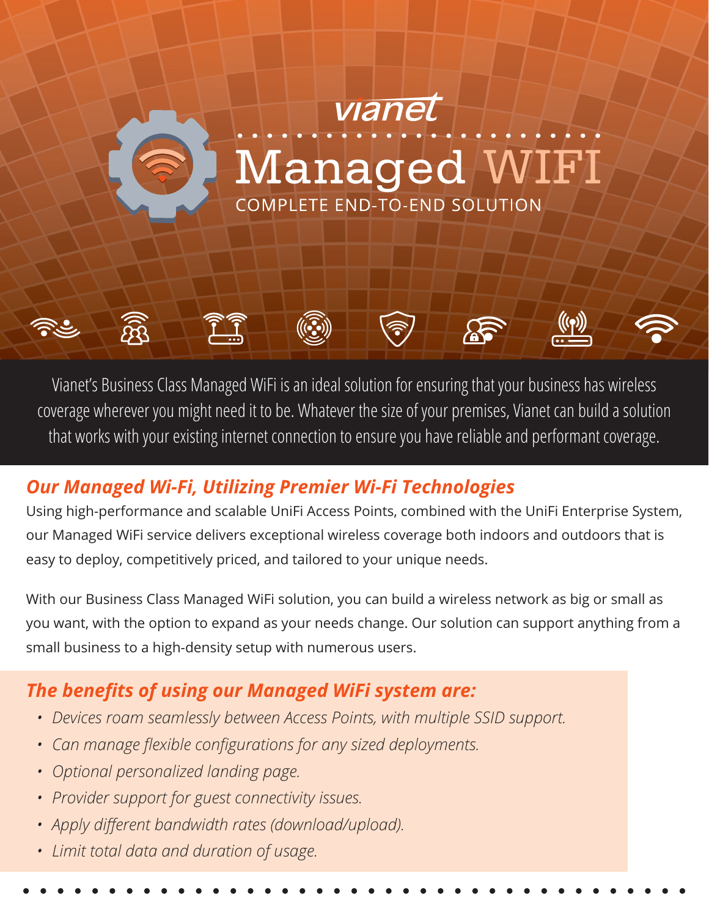vianet

# Managed WIFI

COMPLETE END-TO-END SOLUTION

Vianet's Business Class Managed WiFi is an ideal solution for ensuring that your business has wireless coverage wherever you might need it to be. Whatever the size of your premises, Vianet can build a solution that works with your existing internet connection to ensure you have reliable and performant coverage.

## *Our Managed Wi-Fi, Utilizing Premier Wi-Fi Technologies*

Using high-performance and scalable UniFi Access Points, combined with the UniFi Enterprise System, our Managed WiFi service delivers exceptional wireless coverage both indoors and outdoors that is easy to deploy, competitively priced, and tailored to your unique needs.

With our Business Class Managed WiFi solution, you can build a wireless network as big or small as you want, with the option to expand as your needs change. Our solution can support anything from a small business to a high-density setup with numerous users.

## *The benefits of using our Managed WiFi system are:*

- *Devices roam seamlessly between Access Points, with multiple SSID support.*
- *Can manage flexible configurations for any sized deployments.*
- *Optional personalized landing page.*
- *Provider support for guest connectivity issues.*
- *Apply different bandwidth rates (download/upload).*
- *Limit total data and duration of usage.*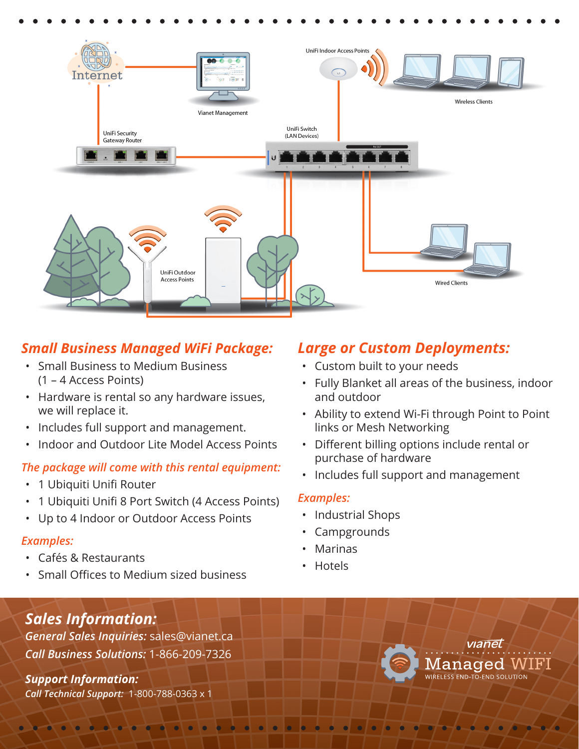Internet

Vianet Management

UniFi Security Gateway Router

UniFi Indoor Access Points

Wireless Clients

UniFi Switch (LAN Devices)

UniFi Outdoor Access Points

Wired Clients

## *Small Business Managed WiFi Package:*

- Small Business to Medium Business (1 – 4 Access Points)
- Hardware is rental so any hardware issues, we will replace it.
- Includes full support and management.
- Indoor and Outdoor Lite Model Access Points

### *The package will come with this rental equipment:*

- 1 Ubiquiti Unifi Router
- 1 Ubiquiti Unifi 8 Port Switch (4 Access Points)
- Up to 4 Indoor or Outdoor Access Points

### *Examples:*

- Cafés & Restaurants
- Small Offices to Medium sized business

## *Large or Custom Deployments:*

- Custom built to your needs
- Fully Blanket all areas of the business, indoor and outdoor
- Ability to extend Wi-Fi through Point to Point links or Mesh Networking
- Different billing options include rental or purchase of hardware
- Includes full support and management

### *Examples:*

- Industrial Shops
- Campgrounds
- Marinas
- Hotels

## *Sales Information:*

***General Sales Inquiries:*** sales@vianet.ca

***Call Business Solutions:*** 1-866-209-7326

### *Support Information:*

***Call Technical Support:*** 1-800-788-0363 x 1

vianet Managed WIFI

WIRELESS END-TO-END SOLUTION